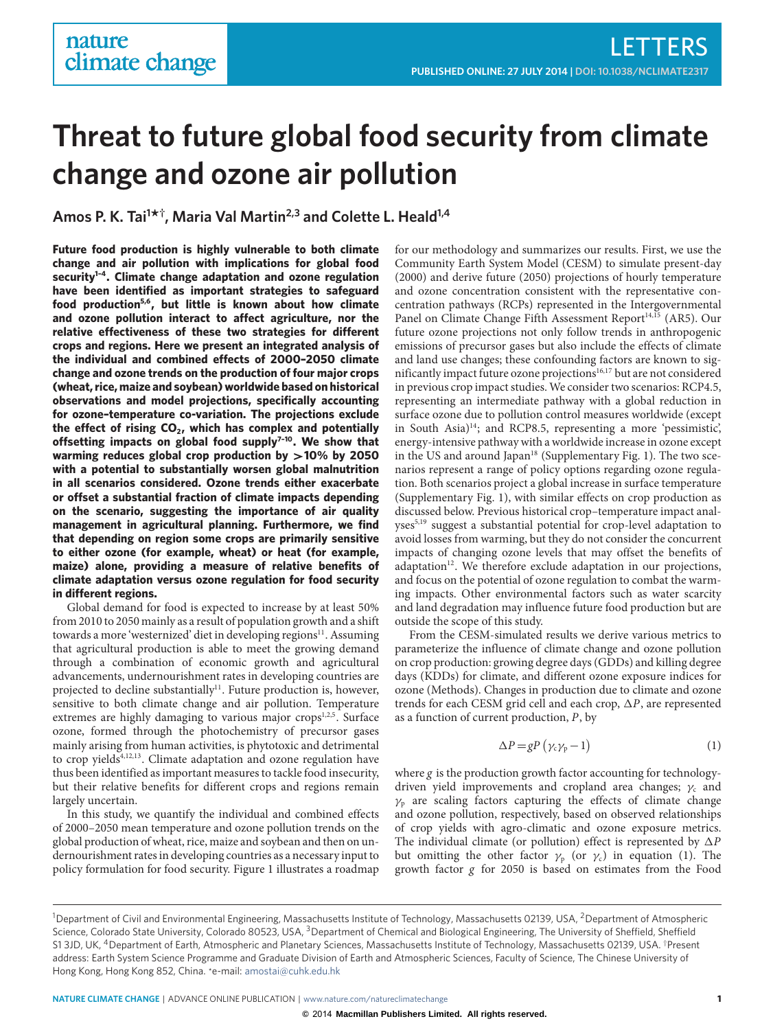# Threat to future global food security from climate change and ozone air pollution

**Amos P. K. Tai[1*†], Maria Val Martin[2,3] and Colette L. Heald[1,4]**

**Future food production is highly vulnerable to both climate change and air pollution with implications for global food security[1–4]. Climate change adaptation and ozone regulation have been identified as important strategies to safeguard food production[5,6], but little is known about how climate and ozone pollution interact to affect agriculture, nor the relative effectiveness of these two strategies for different crops and regions. Here we present an integrated analysis of the individual and combined effects of 2000–2050 climate change and ozone trends on the production of four major crops (wheat, rice, maize and soybean) worldwide based on historical observations and model projections, specifically accounting for ozone–temperature co-variation. The projections exclude the effect of rising $CO_2$, which has complex and potentially offsetting impacts on global food supply[7–10]. We show that warming reduces global crop production by >10% by 2050 with a potential to substantially worsen global malnutrition in all scenarios considered. Ozone trends either exacerbate or offset a substantial fraction of climate impacts depending on the scenario, suggesting the importance of air quality management in agricultural planning. Furthermore, we find that depending on region some crops are primarily sensitive to either ozone (for example, wheat) or heat (for example, maize) alone, providing a measure of relative benefits of climate adaptation versus ozone regulation for food security in different regions.**

Global demand for food is expected to increase by at least 50% from 2010 to 2050 mainly as a result of population growth and a shift towards a more 'westernized' diet in developing regions[11]. Assuming that agricultural production is able to meet the growing demand through a combination of economic growth and agricultural advancements, undernourishment rates in developing countries are projected to decline substantially[11]. Future production is, however, sensitive to both climate change and air pollution. Temperature extremes are highly damaging to various major crops[1,2,5]. Surface ozone, formed through the photochemistry of precursor gases mainly arising from human activities, is phytotoxic and detrimental to crop yields[4,12,13]. Climate adaptation and ozone regulation have thus been identified as important measures to tackle food insecurity, but their relative benefits for different crops and regions remain largely uncertain.

In this study, we quantify the individual and combined effects of 2000–2050 mean temperature and ozone pollution trends on the global production of wheat, rice, maize and soybean and then on undernourishment rates in developing countries as a necessary input to policy formulation for food security. Figure 1 illustrates a roadmap for our methodology and summarizes our results. First, we use the Community Earth System Model (CESM) to simulate present-day (2000) and derive future (2050) projections of hourly temperature and ozone concentration consistent with the representative concentration pathways (RCPs) represented in the Intergovernmental Panel on Climate Change Fifth Assessment Report[14,15] (AR5). Our future ozone projections not only follow trends in anthropogenic emissions of precursor gases but also include the effects of climate and land use changes; these confounding factors are known to significantly impact future ozone projections[16,17] but are not considered in previous crop impact studies. We consider two scenarios: RCP4.5, representing an intermediate pathway with a global reduction in surface ozone due to pollution control measures worldwide (except in South Asia)[14]; and RCP8.5, representing a more 'pessimistic', energy-intensive pathway with a worldwide increase in ozone except in the US and around Japan[18] (Supplementary Fig. 1). The two scenarios represent a range of policy options regarding ozone regulation. Both scenarios project a global increase in surface temperature (Supplementary Fig. 1), with similar effects on crop production as discussed below. Previous historical crop–temperature impact analyses[5,19] suggest a substantial potential for crop-level adaptation to avoid losses from warming, but they do not consider the concurrent impacts of changing ozone levels that may offset the benefits of adaptation[12]. We therefore exclude adaptation in our projections, and focus on the potential of ozone regulation to combat the warming impacts. Other environmental factors such as water scarcity and land degradation may influence future food production but are outside the scope of this study.

From the CESM-simulated results we derive various metrics to parameterize the influence of climate change and ozone pollution on crop production: growing degree days (GDDs) and killing degree days (KDDs) for climate, and different ozone exposure indices for ozone (Methods). Changes in production due to climate and ozone trends for each CESM grid cell and each crop, $\Delta P$, are represented as a function of current production, $P$, by

$$\Delta P = gP\left(\gamma_c \gamma_p - 1\right) \quad (1)$$

where $g$ is the production growth factor accounting for technology-driven yield improvements and cropland area changes; $\gamma_c$ and $\gamma_p$ are scaling factors capturing the effects of climate change and ozone pollution, respectively, based on observed relationships of crop yields with agro-climatic and ozone exposure metrics. The individual climate (or pollution) effect is represented by $\Delta P$ but omitting the other factor $\gamma_p$ (or $\gamma_c$) in equation (1). The growth factor $g$ for 2050 is based on estimates from the Food

---

[1]Department of Civil and Environmental Engineering, Massachusetts Institute of Technology, Massachusetts 02139, USA, [2]Department of Atmospheric Science, Colorado State University, Colorado 80523, USA, [3]Department of Chemical and Biological Engineering, The University of Sheffield, Sheffield S1 3JD, UK, [4]Department of Earth, Atmospheric and Planetary Sciences, Massachusetts Institute of Technology, Massachusetts 02139, USA. †Present address: Earth System Science Programme and Graduate Division of Earth and Atmospheric Sciences, Faculty of Science, The Chinese University of Hong Kong, Hong Kong 852, China. *e-mail: amostai@cuhk.edu.hk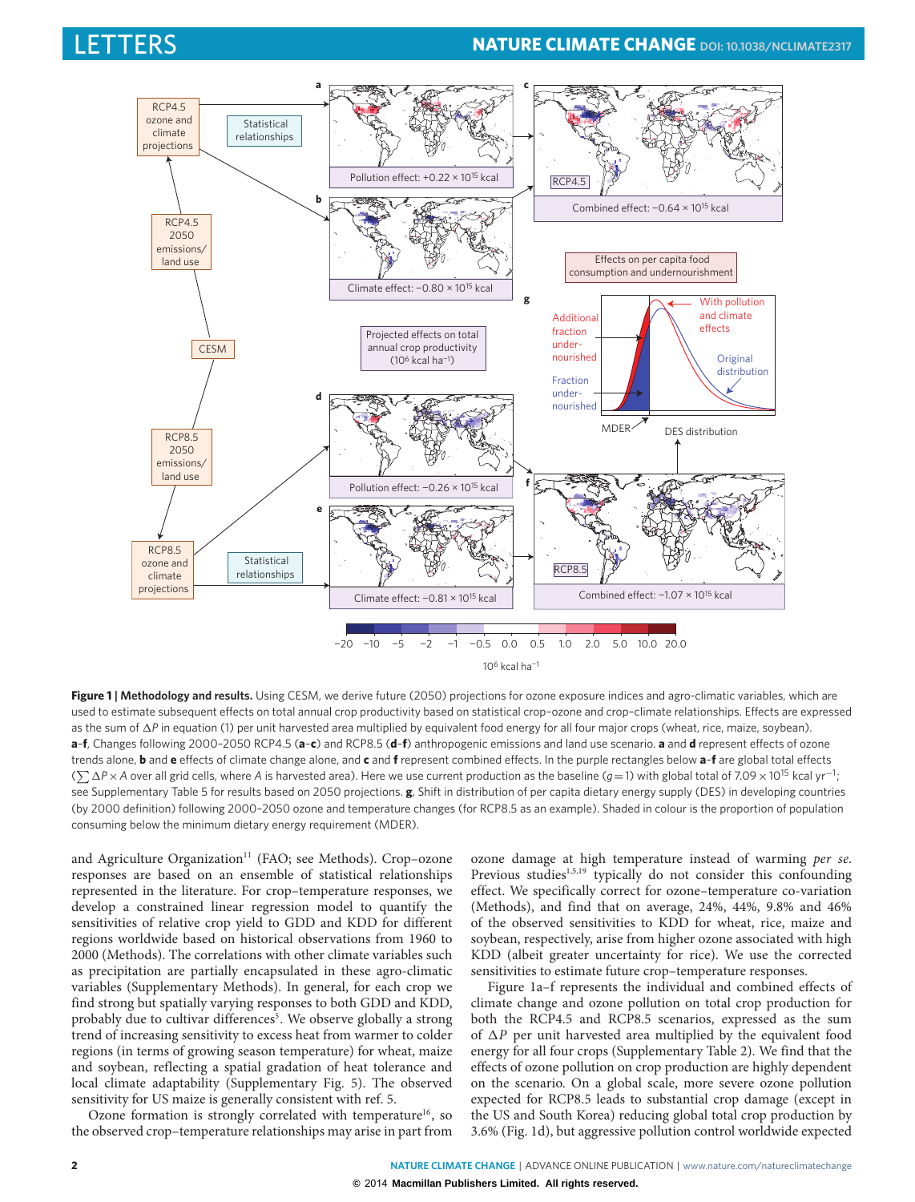**Figure 1 | Methodology and results.** Using CESM, we derive future (2050) projections for ozone exposure indices and agro-climatic variables, which are used to estimate subsequent effects on total annual crop productivity based on statistical crop–ozone and crop–climate relationships. Effects are expressed as the sum of $\Delta P$ in equation (1) per unit harvested area multiplied by equivalent food energy for all four major crops (wheat, rice, maize, soybean). **a**–**f**, Changes following 2000–2050 RCP4.5 (**a**–**c**) and RCP8.5 (**d**–**f**) anthropogenic emissions and land use scenario. **a** and **d** represent effects of ozone trends alone, **b** and **e** effects of climate change alone, and **c** and **f** represent combined effects. In the purple rectangles below **a**–**f** are global total effects ($\sum \Delta P \times A$ over all grid cells, where $A$ is harvested area). Here we use current production as the baseline ($g = 1$) with global total of $7.09 \times 10^{15}$ kcal yr$^{-1}$; see Supplementary Table 5 for results based on 2050 projections. **g**, Shift in distribution of per capita dietary energy supply (DES) in developing countries (by 2000 definition) following 2000–2050 ozone and temperature changes (for RCP8.5 as an example). Shaded in colour is the proportion of population consuming below the minimum dietary energy requirement (MDER).

and Agriculture Organization[11] (FAO; see Methods). Crop–ozone responses are based on an ensemble of statistical relationships represented in the literature. For crop–temperature responses, we develop a constrained linear regression model to quantify the sensitivities of relative crop yield to GDD and KDD for different regions worldwide based on historical observations from 1960 to 2000 (Methods). The correlations with other climate variables such as precipitation are partially encapsulated in these agro-climatic variables (Supplementary Methods). In general, for each crop we find strong but spatially varying responses to both GDD and KDD, probably due to cultivar differences[5]. We observe globally a strong trend of increasing sensitivity to excess heat from warmer to colder regions (in terms of growing season temperature) for wheat, maize and soybean, reflecting a spatial gradation of heat tolerance and local climate adaptability (Supplementary Fig. 5). The observed sensitivity for US maize is generally consistent with ref. 5.

Ozone formation is strongly correlated with temperature[16], so the observed crop–temperature relationships may arise in part from ozone damage at high temperature instead of warming *per se*. Previous studies[1,5,19] typically do not consider this confounding effect. We specifically correct for ozone–temperature co-variation (Methods), and find that on average, 24%, 44%, 9.8% and 46% of the observed sensitivities to KDD for wheat, rice, maize and soybean, respectively, arise from higher ozone associated with high KDD (albeit greater uncertainty for rice). We use the corrected sensitivities to estimate future crop–temperature responses.

Figure 1a–f represents the individual and combined effects of climate change and ozone pollution on total crop production for both the RCP4.5 and RCP8.5 scenarios, expressed as the sum of $\Delta P$ per unit harvested area multiplied by the equivalent food energy for all four crops (Supplementary Table 2). We find that the effects of ozone pollution on crop production are highly dependent on the scenario. On a global scale, more severe ozone pollution expected for RCP8.5 leads to substantial crop damage (except in the US and South Korea) reducing global total crop production by 3.6% (Fig. 1d), but aggressive pollution control worldwide expected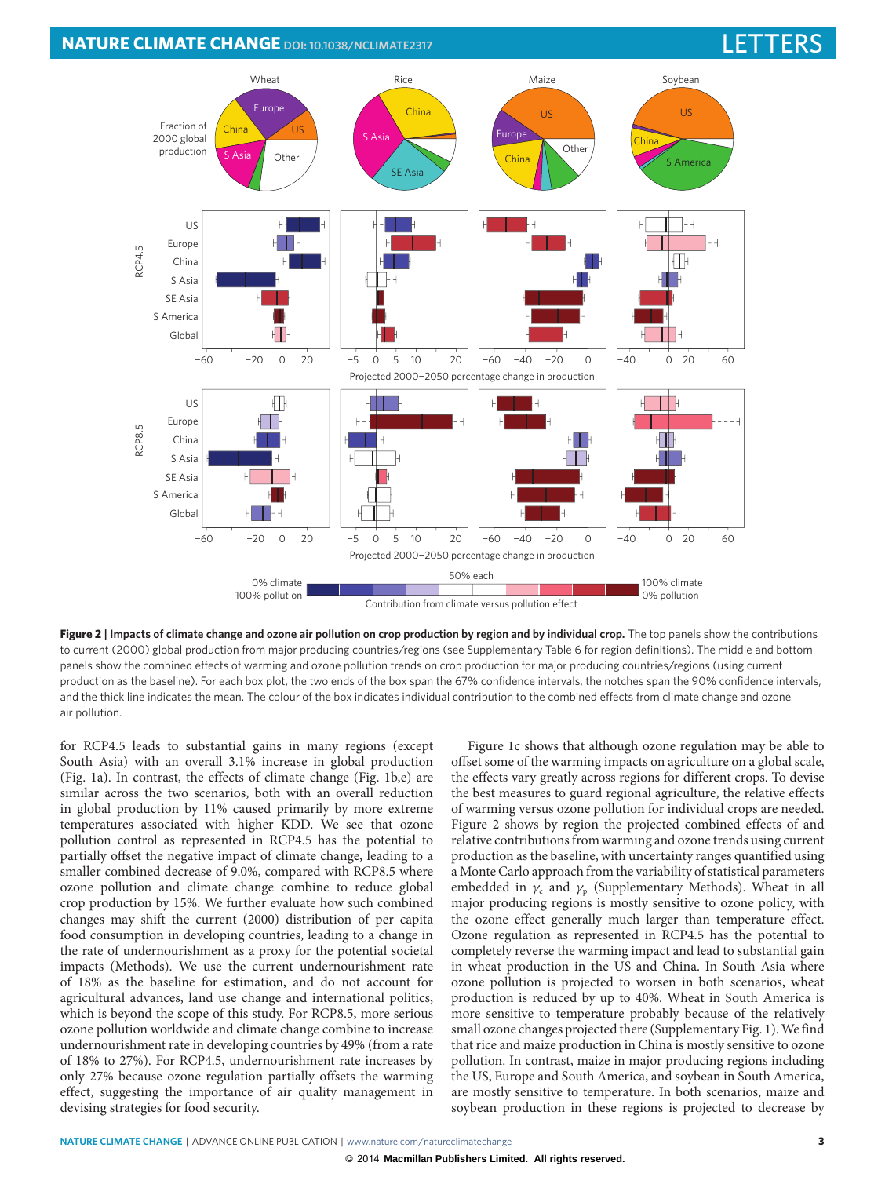**Figure 2 | Impacts of climate change and ozone air pollution on crop production by region and by individual crop.** The top panels show the contributions to current (2000) global production from major producing countries/regions (see Supplementary Table 6 for region definitions). The middle and bottom panels show the combined effects of warming and ozone pollution trends on crop production for major producing countries/regions (using current production as the baseline). For each box plot, the two ends of the box span the 67% confidence intervals, the notches span the 90% confidence intervals, and the thick line indicates the mean. The colour of the box indicates individual contribution to the combined effects from climate change and ozone air pollution.

for RCP4.5 leads to substantial gains in many regions (except South Asia) with an overall 3.1% increase in global production (Fig. 1a). In contrast, the effects of climate change (Fig. 1b,e) are similar across the two scenarios, both with an overall reduction in global production by 11% caused primarily by more extreme temperatures associated with higher KDD. We see that ozone pollution control as represented in RCP4.5 has the potential to partially offset the negative impact of climate change, leading to a smaller combined decrease of 9.0%, compared with RCP8.5 where ozone pollution and climate change combine to reduce global crop production by 15%. We further evaluate how such combined changes may shift the current (2000) distribution of per capita food consumption in developing countries, leading to a change in the rate of undernourishment as a proxy for the potential societal impacts (Methods). We use the current undernourishment rate of 18% as the baseline for estimation, and do not account for agricultural advances, land use change and international politics, which is beyond the scope of this study. For RCP8.5, more serious ozone pollution worldwide and climate change combine to increase undernourishment rate in developing countries by 49% (from a rate of 18% to 27%). For RCP4.5, undernourishment rate increases by only 27% because ozone regulation partially offsets the warming effect, suggesting the importance of air quality management in devising strategies for food security.

Figure 1c shows that although ozone regulation may be able to offset some of the warming impacts on agriculture on a global scale, the effects vary greatly across regions for different crops. To devise the best measures to guard regional agriculture, the relative effects of warming versus ozone pollution for individual crops are needed. Figure 2 shows by region the projected combined effects of and relative contributions from warming and ozone trends using current production as the baseline, with uncertainty ranges quantified using a Monte Carlo approach from the variability of statistical parameters embedded in $\gamma_c$ and $\gamma_p$ (Supplementary Methods). Wheat in all major producing regions is mostly sensitive to ozone policy, with the ozone effect generally much larger than temperature effect. Ozone regulation as represented in RCP4.5 has the potential to completely reverse the warming impact and lead to substantial gain in wheat production in the US and China. In South Asia where ozone pollution is projected to worsen in both scenarios, wheat production is reduced by up to 40%. Wheat in South America is more sensitive to temperature probably because of the relatively small ozone changes projected there (Supplementary Fig. 1). We find that rice and maize production in China is mostly sensitive to ozone pollution. In contrast, maize in major producing regions including the US, Europe and South America, and soybean in South America, are mostly sensitive to temperature. In both scenarios, maize and soybean production in these regions is projected to decrease by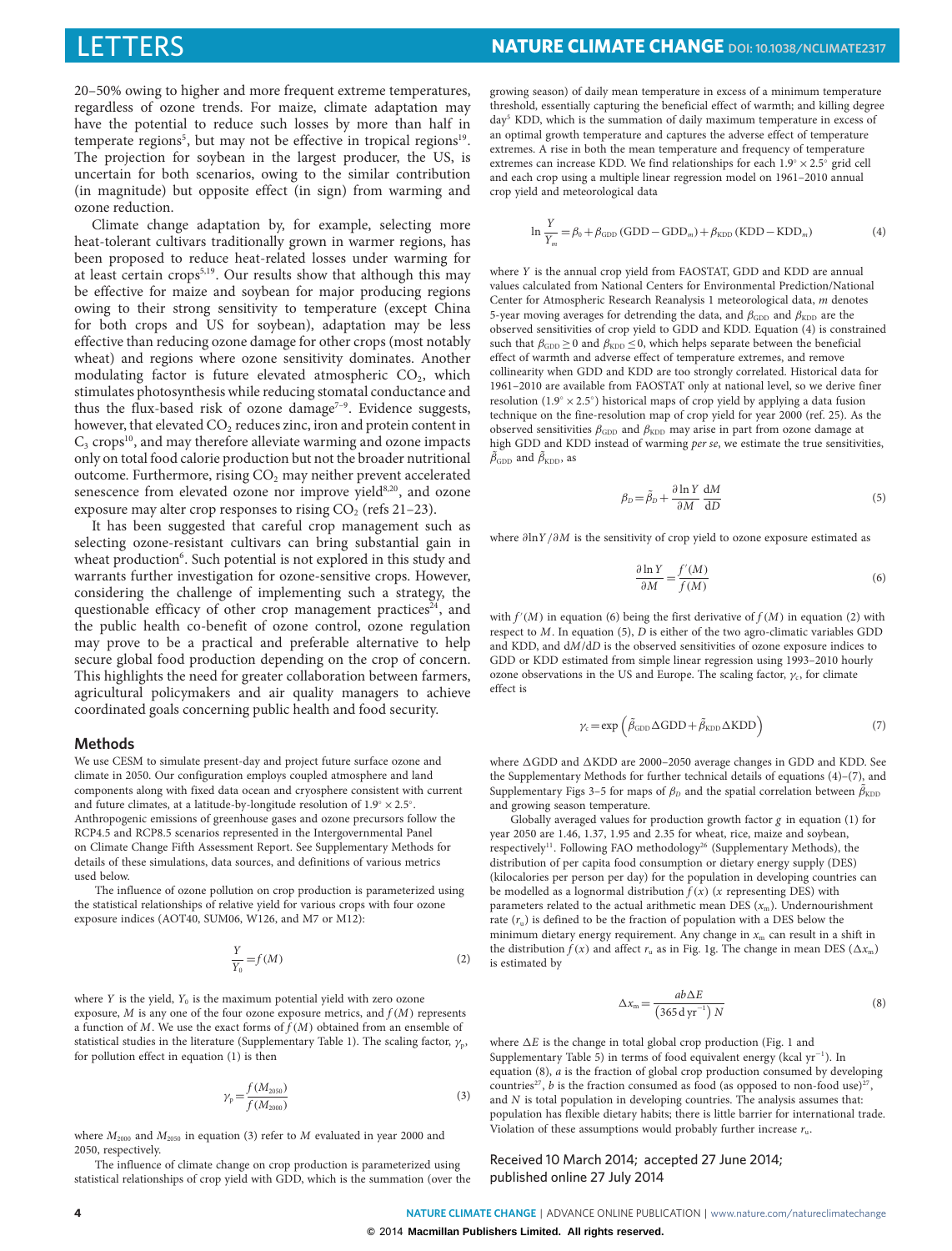20–50% owing to higher and more frequent extreme temperatures, regardless of ozone trends. For maize, climate adaptation may have the potential to reduce such losses by more than half in temperate regions[5], but may not be effective in tropical regions[19]. The projection for soybean in the largest producer, the US, is uncertain for both scenarios, owing to the similar contribution (in magnitude) but opposite effect (in sign) from warming and ozone reduction.

Climate change adaptation by, for example, selecting more heat-tolerant cultivars traditionally grown in warmer regions, has been proposed to reduce heat-related losses under warming for at least certain crops[5,19]. Our results show that although this may be effective for maize and soybean for major producing regions owing to their strong sensitivity to temperature (except China for both crops and US for soybean), adaptation may be less effective than reducing ozone damage for other crops (most notably wheat) and regions where ozone sensitivity dominates. Another modulating factor is future elevated atmospheric $CO_2$, which stimulates photosynthesis while reducing stomatal conductance and thus the flux-based risk of ozone damage[7–9]. Evidence suggests, however, that elevated $CO_2$ reduces zinc, iron and protein content in $C_3$ crops[10], and may therefore alleviate warming and ozone impacts only on total food calorie production but not the broader nutritional outcome. Furthermore, rising $CO_2$ may neither prevent accelerated senescence from elevated ozone nor improve yield[8,20], and ozone exposure may alter crop responses to rising $CO_2$ (refs 21–23).

It has been suggested that careful crop management such as selecting ozone-resistant cultivars can bring substantial gain in wheat production[6]. Such potential is not explored in this study and warrants further investigation for ozone-sensitive crops. However, considering the challenge of implementing such a strategy, the questionable efficacy of other crop management practices[24], and the public health co-benefit of ozone control, ozone regulation may prove to be a practical and preferable alternative to help secure global food production depending on the crop of concern. This highlights the need for greater collaboration between farmers, agricultural policymakers and air quality managers to achieve coordinated goals concerning public health and food security.

## Methods

We use CESM to simulate present-day and project future surface ozone and climate in 2050. Our configuration employs coupled atmosphere and land components along with fixed data ocean and cryosphere consistent with current and future climates, at a latitude-by-longitude resolution of $1.9^\circ \times 2.5^\circ$. Anthropogenic emissions of greenhouse gases and ozone precursors follow the RCP4.5 and RCP8.5 scenarios represented in the Intergovernmental Panel on Climate Change Fifth Assessment Report. See Supplementary Methods for details of these simulations, data sources, and definitions of various metrics used below.

The influence of ozone pollution on crop production is parameterized using the statistical relationships of relative yield for various crops with four ozone exposure indices (AOT40, SUM06, W126, and M7 or M12):

$$\frac{Y}{Y_0} = f(M) \tag{2}$$

where $Y$ is the yield, $Y_0$ is the maximum potential yield with zero ozone exposure, $M$ is any one of the four ozone exposure metrics, and $f(M)$ represents a function of $M$. We use the exact forms of $f(M)$ obtained from an ensemble of statistical studies in the literature (Supplementary Table 1). The scaling factor, $\gamma_p$, for pollution effect in equation (1) is then

$$\gamma_p = \frac{f(M_{2050})}{f(M_{2000})} \tag{3}$$

where $M_{2000}$ and $M_{2050}$ in equation (3) refer to $M$ evaluated in year 2000 and 2050, respectively.

The influence of climate change on crop production is parameterized using statistical relationships of crop yield with GDD, which is the summation (over the growing season) of daily mean temperature in excess of a minimum temperature threshold, essentially capturing the beneficial effect of warmth; and killing degree day[5] KDD, which is the summation of daily maximum temperature in excess of an optimal growth temperature and captures the adverse effect of temperature extremes. A rise in both the mean temperature and frequency of temperature extremes can increase KDD. We find relationships for each $1.9^\circ \times 2.5^\circ$ grid cell and each crop using a multiple linear regression model on 1961–2010 annual crop yield and meteorological data

$$\ln \frac{Y}{Y_m} = \beta_0 + \beta_{\mathrm{GDD}}(\mathrm{GDD} - \mathrm{GDD}_m) + \beta_{\mathrm{KDD}}(\mathrm{KDD} - \mathrm{KDD}_m) \tag{4}$$

where $Y$ is the annual crop yield from FAOSTAT, GDD and KDD are annual values calculated from National Centers for Environmental Prediction/National Center for Atmospheric Research Reanalysis 1 meteorological data, $m$ denotes 5-year moving averages for detrending the data, and $\beta_{\mathrm{GDD}}$ and $\beta_{\mathrm{KDD}}$ are the observed sensitivities of crop yield to GDD and KDD. Equation (4) is constrained such that $\beta_{\mathrm{GDD}} \geq 0$ and $\beta_{\mathrm{KDD}} \leq 0$, which helps separate between the beneficial effect of warmth and adverse effect of temperature extremes, and remove collinearity when GDD and KDD are too strongly correlated. Historical data for 1961–2010 are available from FAOSTAT only at national level, so we derive finer resolution ($1.9^\circ \times 2.5^\circ$) historical maps of crop yield by applying a data fusion technique on the fine-resolution map of crop yield for year 2000 (ref. 25). As the observed sensitivities $\beta_{\mathrm{GDD}}$ and $\beta_{\mathrm{KDD}}$ may arise in part from ozone damage at high GDD and KDD instead of warming *per se*, we estimate the true sensitivities, $\tilde{\beta}_{\mathrm{GDD}}$ and $\tilde{\beta}_{\mathrm{KDD}}$, as

$$\beta_D = \tilde{\beta}_D + \frac{\partial \ln Y}{\partial M}\frac{\mathrm{d}M}{\mathrm{d}D} \tag{5}$$

where $\partial \ln Y/\partial M$ is the sensitivity of crop yield to ozone exposure estimated as

$$\frac{\partial \ln Y}{\partial M} = \frac{f'(M)}{f(M)} \tag{6}$$

with $f'(M)$ in equation (6) being the first derivative of $f(M)$ in equation (2) with respect to $M$. In equation (5), $D$ is either of the two agro-climatic variables GDD and KDD, and $\mathrm{d}M/\mathrm{d}D$ is the observed sensitivities of ozone exposure indices to GDD or KDD estimated from simple linear regression using 1993–2010 hourly ozone observations in the US and Europe. The scaling factor, $\gamma_c$, for climate effect is

$$\gamma_c = \exp\left(\tilde{\beta}_{\mathrm{GDD}}\Delta\mathrm{GDD} + \tilde{\beta}_{\mathrm{KDD}}\Delta\mathrm{KDD}\right) \tag{7}$$

where $\Delta$GDD and $\Delta$KDD are 2000–2050 average changes in GDD and KDD. See the Supplementary Methods for further technical details of equations (4)–(7), and Supplementary Figs 3–5 for maps of $\beta_D$ and the spatial correlation between $\tilde{\beta}_{\mathrm{KDD}}$ and growing season temperature.

Globally averaged values for production growth factor $g$ in equation (1) for year 2050 are 1.46, 1.37, 1.95 and 2.35 for wheat, rice, maize and soybean, respectively[11]. Following FAO methodology[26] (Supplementary Methods), the distribution of per capita food consumption or dietary energy supply (DES) (kilocalories per person per day) for the population in developing countries can be modelled as a lognormal distribution $f(x)$ ($x$ representing DES) with parameters related to the actual arithmetic mean DES ($x_m$). Undernourishment rate ($r_u$) is defined to be the fraction of population with a DES below the minimum dietary energy requirement. Any change in $x_m$ can result in a shift in the distribution $f(x)$ and affect $r_u$ as in Fig. 1g. The change in mean DES ($\Delta x_m$) is estimated by

$$\Delta x_m = \frac{ab\Delta E}{(365\,\mathrm{d\,yr^{-1}})\,N} \tag{8}$$

where $\Delta E$ is the change in total global crop production (Fig. 1 and Supplementary Table 5) in terms of food equivalent energy (kcal $\mathrm{yr^{-1}}$). In equation (8), $a$ is the fraction of global crop production consumed by developing countries[27], $b$ is the fraction consumed as food (as opposed to non-food use)[27], and $N$ is total population in developing countries. The analysis assumes that: population has flexible dietary habits; there is little barrier for international trade. Violation of these assumptions would probably further increase $r_u$.

Received 10 March 2014; accepted 27 June 2014; published online 27 July 2014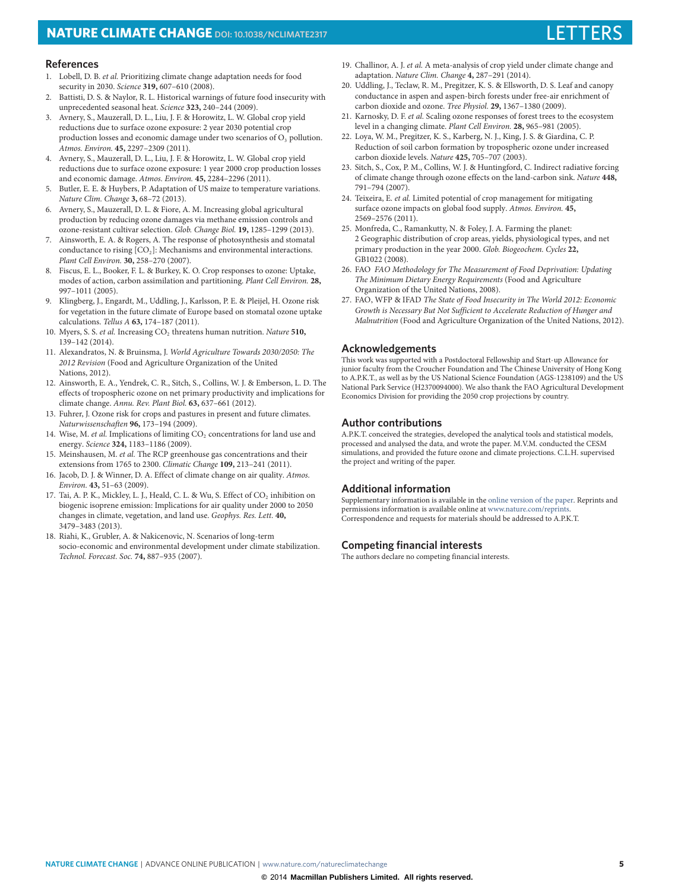## References

1. Lobell, D. B. *et al.* Prioritizing climate change adaptation needs for food security in 2030. *Science* **319,** 607–610 (2008).
2. Battisti, D. S. & Naylor, R. L. Historical warnings of future food insecurity with unprecedented seasonal heat. *Science* **323,** 240–244 (2009).
3. Avnery, S., Mauzerall, D. L., Liu, J. F. & Horowitz, L. W. Global crop yield reductions due to surface ozone exposure: 2 year 2030 potential crop production losses and economic damage under two scenarios of $O_3$ pollution. *Atmos. Environ.* **45,** 2297–2309 (2011).
4. Avnery, S., Mauzerall, D. L., Liu, J. F. & Horowitz, L. W. Global crop yield reductions due to surface ozone exposure: 1 year 2000 crop production losses and economic damage. *Atmos. Environ.* **45,** 2284–2296 (2011).
5. Butler, E. E. & Huybers, P. Adaptation of US maize to temperature variations. *Nature Clim. Change* **3,** 68–72 (2013).
6. Avnery, S., Mauzerall, D. L. & Fiore, A. M. Increasing global agricultural production by reducing ozone damages via methane emission controls and ozone-resistant cultivar selection. *Glob. Change Biol.* **19,** 1285–1299 (2013).
7. Ainsworth, E. A. & Rogers, A. The response of photosynthesis and stomatal conductance to rising [$CO_2$]: Mechanisms and environmental interactions. *Plant Cell Environ.* **30,** 258–270 (2007).
8. Fiscus, E. L., Booker, F. L. & Burkey, K. O. Crop responses to ozone: Uptake, modes of action, carbon assimilation and partitioning. *Plant Cell Environ.* **28,** 997–1011 (2005).
9. Klingberg, J., Engardt, M., Uddling, J., Karlsson, P. E. & Pleijel, H. Ozone risk for vegetation in the future climate of Europe based on stomatal ozone uptake calculations. *Tellus A* **63,** 174–187 (2011).
10. Myers, S. S. *et al.* Increasing $CO_2$ threatens human nutrition. *Nature* **510,** 139–142 (2014).
11. Alexandratos, N. & Bruinsma, J. *World Agriculture Towards 2030/2050: The 2012 Revision* (Food and Agriculture Organization of the United Nations, 2012).
12. Ainsworth, E. A., Yendrek, C. R., Sitch, S., Collins, W. J. & Emberson, L. D. The effects of tropospheric ozone on net primary productivity and implications for climate change. *Annu. Rev. Plant Biol.* **63,** 637–661 (2012).
13. Fuhrer, J. Ozone risk for crops and pastures in present and future climates. *Naturwissenschaften* **96,** 173–194 (2009).
14. Wise, M. *et al.* Implications of limiting $CO_2$ concentrations for land use and energy. *Science* **324,** 1183–1186 (2009).
15. Meinshausen, M. *et al.* The RCP greenhouse gas concentrations and their extensions from 1765 to 2300. *Climatic Change* **109,** 213–241 (2011).
16. Jacob, D. J. & Winner, D. A. Effect of climate change on air quality. *Atmos. Environ.* **43,** 51–63 (2009).
17. Tai, A. P. K., Mickley, L. J., Heald, C. L. & Wu, S. Effect of $CO_2$ inhibition on biogenic isoprene emission: Implications for air quality under 2000 to 2050 changes in climate, vegetation, and land use. *Geophys. Res. Lett.* **40,** 3479–3483 (2013).
18. Riahi, K., Grubler, A. & Nakicenovic, N. Scenarios of long-term socio-economic and environmental development under climate stabilization. *Technol. Forecast. Soc.* **74,** 887–935 (2007).
19. Challinor, A. J. *et al.* A meta-analysis of crop yield under climate change and adaptation. *Nature Clim. Change* **4,** 287–291 (2014).
20. Uddling, J., Teclaw, R. M., Pregitzer, K. S. & Ellsworth, D. S. Leaf and canopy conductance in aspen and aspen-birch forests under free-air enrichment of carbon dioxide and ozone. *Tree Physiol.* **29,** 1367–1380 (2009).
21. Karnosky, D. F. *et al.* Scaling ozone responses of forest trees to the ecosystem level in a changing climate. *Plant Cell Environ.* **28,** 965–981 (2005).
22. Loya, W. M., Pregitzer, K. S., Karberg, N. J., King, J. S. & Giardina, C. P. Reduction of soil carbon formation by tropospheric ozone under increased carbon dioxide levels. *Nature* **425,** 705–707 (2003).
23. Sitch, S., Cox, P. M., Collins, W. J. & Huntingford, C. Indirect radiative forcing of climate change through ozone effects on the land-carbon sink. *Nature* **448,** 791–794 (2007).
24. Teixeira, E. *et al.* Limited potential of crop management for mitigating surface ozone impacts on global food supply. *Atmos. Environ.* **45,** 2569–2576 (2011).
25. Monfreda, C., Ramankutty, N. & Foley, J. A. Farming the planet: 2 Geographic distribution of crop areas, yields, physiological types, and net primary production in the year 2000. *Glob. Biogeochem. Cycles* **22,** GB1022 (2008).
26. FAO *FAO Methodology for The Measurement of Food Deprivation: Updating The Minimum Dietary Energy Requirements* (Food and Agriculture Organization of the United Nations, 2008).
27. FAO, WFP & IFAD *The State of Food Insecurity in The World 2012: Economic Growth is Necessary But Not Sufficient to Accelerate Reduction of Hunger and Malnutrition* (Food and Agriculture Organization of the United Nations, 2012).

## Acknowledgements

This work was supported with a Postdoctoral Fellowship and Start-up Allowance for junior faculty from the Croucher Foundation and The Chinese University of Hong Kong to A.P.K.T., as well as by the US National Science Foundation (AGS-1238109) and the US National Park Service (H2370094000). We also thank the FAO Agricultural Development Economics Division for providing the 2050 crop projections by country.

## Author contributions

A.P.K.T. conceived the strategies, developed the analytical tools and statistical models, processed and analysed the data, and wrote the paper. M.V.M. conducted the CESM simulations, and provided the future ozone and climate projections. C.L.H. supervised the project and writing of the paper.

## Additional information

Supplementary information is available in the online version of the paper. Reprints and permissions information is available online at www.nature.com/reprints. Correspondence and requests for materials should be addressed to A.P.K.T.

## Competing financial interests

The authors declare no competing financial interests.